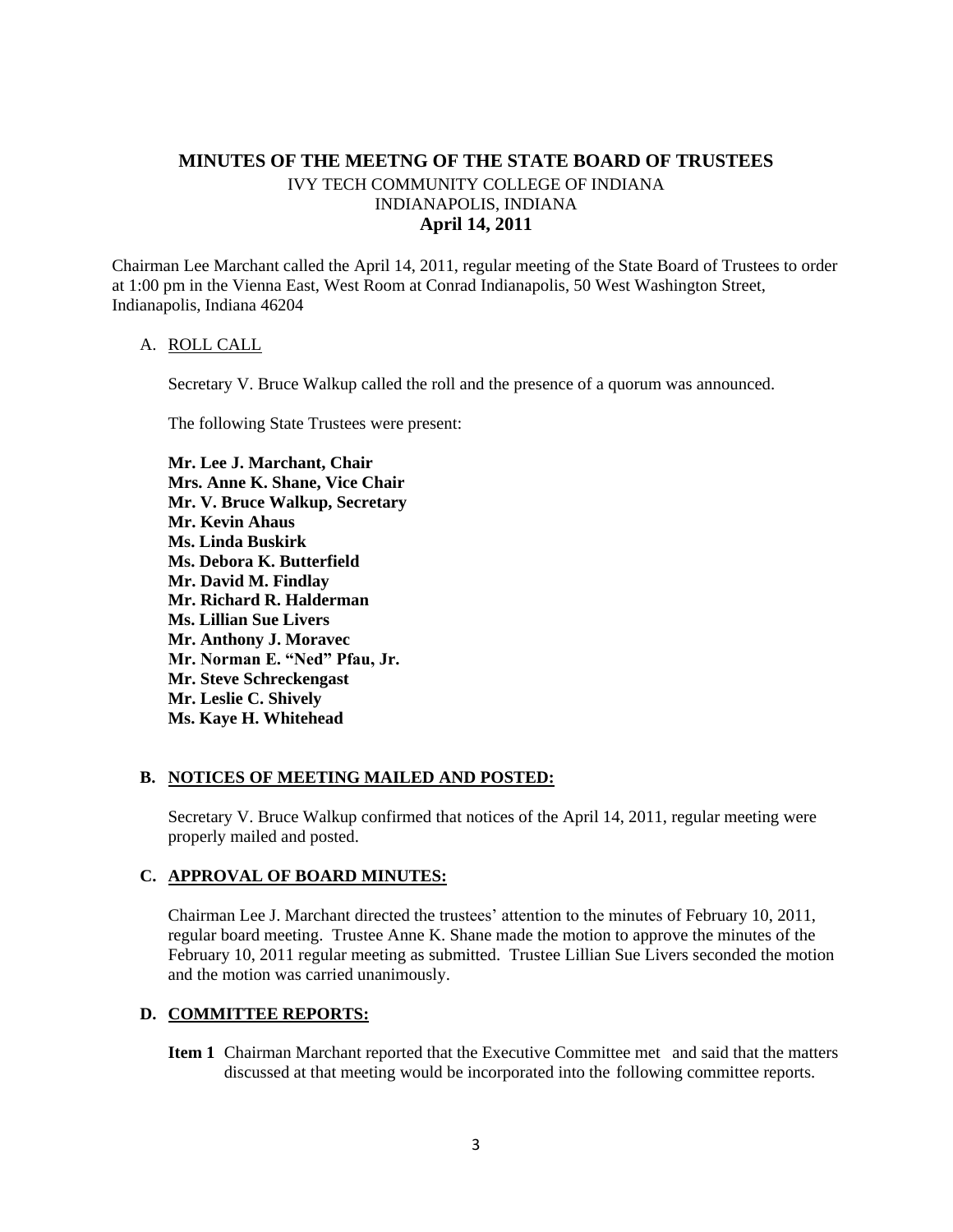# MINUTES OF THE MEETNG OF THE STATE BOARD OF TRUSTEES

IVY TECH COMMUNITY COLLEGE OF INDIANA
INDIANAPOLIS, INDIANA
**April 14, 2011**

Chairman Lee Marchant called the April 14, 2011, regular meeting of the State Board of Trustees to order at 1:00 pm in the Vienna East, West Room at Conrad Indianapolis, 50 West Washington Street, Indianapolis, Indiana 46204

A. ROLL CALL

Secretary V. Bruce Walkup called the roll and the presence of a quorum was announced.

The following State Trustees were present:

**Mr. Lee J. Marchant, Chair**
**Mrs. Anne K. Shane, Vice Chair**
**Mr. V. Bruce Walkup, Secretary**
**Mr. Kevin Ahaus**
**Ms. Linda Buskirk**
**Ms. Debora K. Butterfield**
**Mr. David M. Findlay**
**Mr. Richard R. Halderman**
**Ms. Lillian Sue Livers**
**Mr. Anthony J. Moravec**
**Mr. Norman E. "Ned" Pfau, Jr.**
**Mr. Steve Schreckengast**
**Mr. Leslie C. Shively**
**Ms. Kaye H. Whitehead**

**B. NOTICES OF MEETING MAILED AND POSTED:**

Secretary V. Bruce Walkup confirmed that notices of the April 14, 2011, regular meeting were properly mailed and posted.

**C. APPROVAL OF BOARD MINUTES:**

Chairman Lee J. Marchant directed the trustees' attention to the minutes of February 10, 2011, regular board meeting. Trustee Anne K. Shane made the motion to approve the minutes of the February 10, 2011 regular meeting as submitted. Trustee Lillian Sue Livers seconded the motion and the motion was carried unanimously.

**D. COMMITTEE REPORTS:**

**Item 1** Chairman Marchant reported that the Executive Committee met and said that the matters discussed at that meeting would be incorporated into the following committee reports.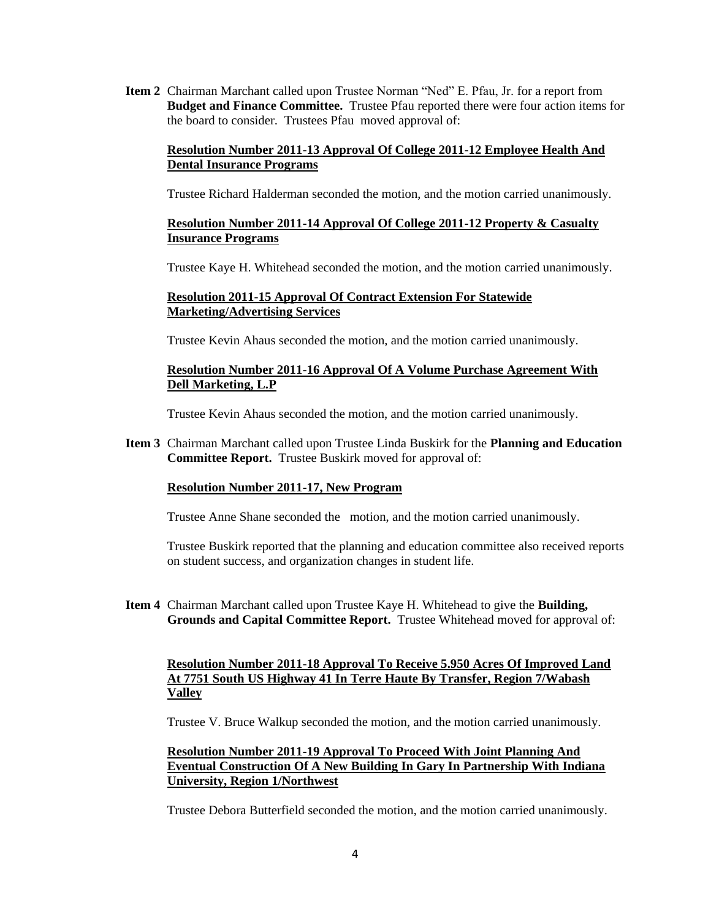**Item 2** Chairman Marchant called upon Trustee Norman "Ned" E. Pfau, Jr. for a report from **Budget and Finance Committee.** Trustee Pfau reported there were four action items for the board to consider. Trustees Pfau moved approval of:

**<u>Resolution Number 2011-13 Approval Of College 2011-12 Employee Health And Dental Insurance Programs</u>**

Trustee Richard Halderman seconded the motion, and the motion carried unanimously.

**<u>Resolution Number 2011-14 Approval Of College 2011-12 Property & Casualty Insurance Programs</u>**

Trustee Kaye H. Whitehead seconded the motion, and the motion carried unanimously.

**<u>Resolution 2011-15 Approval Of Contract Extension For Statewide Marketing/Advertising Services</u>**

Trustee Kevin Ahaus seconded the motion, and the motion carried unanimously.

**<u>Resolution Number 2011-16 Approval Of A Volume Purchase Agreement With Dell Marketing, L.P</u>**

Trustee Kevin Ahaus seconded the motion, and the motion carried unanimously.

**Item 3** Chairman Marchant called upon Trustee Linda Buskirk for the **Planning and Education Committee Report.** Trustee Buskirk moved for approval of:

**<u>Resolution Number 2011-17, New Program</u>**

Trustee Anne Shane seconded the motion, and the motion carried unanimously.

Trustee Buskirk reported that the planning and education committee also received reports on student success, and organization changes in student life.

**Item 4** Chairman Marchant called upon Trustee Kaye H. Whitehead to give the **Building, Grounds and Capital Committee Report.** Trustee Whitehead moved for approval of:

**<u>Resolution Number 2011-18 Approval To Receive 5.950 Acres Of Improved Land At 7751 South US Highway 41 In Terre Haute By Transfer, Region 7/Wabash Valley</u>**

Trustee V. Bruce Walkup seconded the motion, and the motion carried unanimously.

**<u>Resolution Number 2011-19 Approval To Proceed With Joint Planning And Eventual Construction Of A New Building In Gary In Partnership With Indiana University, Region 1/Northwest</u>**

Trustee Debora Butterfield seconded the motion, and the motion carried unanimously.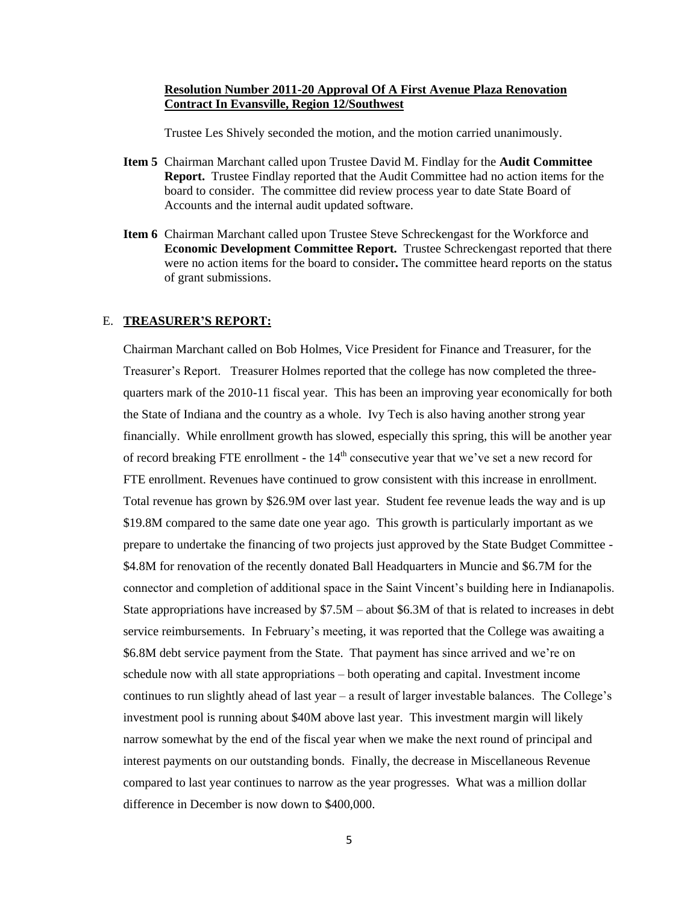**Resolution Number 2011-20 Approval Of A First Avenue Plaza Renovation Contract In Evansville, Region 12/Southwest**

Trustee Les Shively seconded the motion, and the motion carried unanimously.

**Item 5** Chairman Marchant called upon Trustee David M. Findlay for the **Audit Committee Report.** Trustee Findlay reported that the Audit Committee had no action items for the board to consider. The committee did review process year to date State Board of Accounts and the internal audit updated software.

**Item 6** Chairman Marchant called upon Trustee Steve Schreckengast for the Workforce and **Economic Development Committee Report.** Trustee Schreckengast reported that there were no action items for the board to consider**.** The committee heard reports on the status of grant submissions.

E. **TREASURER'S REPORT:**

Chairman Marchant called on Bob Holmes, Vice President for Finance and Treasurer, for the Treasurer's Report. Treasurer Holmes reported that the college has now completed the three-quarters mark of the 2010-11 fiscal year. This has been an improving year economically for both the State of Indiana and the country as a whole. Ivy Tech is also having another strong year financially. While enrollment growth has slowed, especially this spring, this will be another year of record breaking FTE enrollment - the 14th consecutive year that we've set a new record for FTE enrollment. Revenues have continued to grow consistent with this increase in enrollment. Total revenue has grown by $26.9M over last year. Student fee revenue leads the way and is up $19.8M compared to the same date one year ago. This growth is particularly important as we prepare to undertake the financing of two projects just approved by the State Budget Committee - $4.8M for renovation of the recently donated Ball Headquarters in Muncie and $6.7M for the connector and completion of additional space in the Saint Vincent's building here in Indianapolis. State appropriations have increased by $7.5M – about $6.3M of that is related to increases in debt service reimbursements. In February's meeting, it was reported that the College was awaiting a $6.8M debt service payment from the State. That payment has since arrived and we're on schedule now with all state appropriations – both operating and capital. Investment income continues to run slightly ahead of last year – a result of larger investable balances. The College's investment pool is running about $40M above last year. This investment margin will likely narrow somewhat by the end of the fiscal year when we make the next round of principal and interest payments on our outstanding bonds. Finally, the decrease in Miscellaneous Revenue compared to last year continues to narrow as the year progresses. What was a million dollar difference in December is now down to $400,000.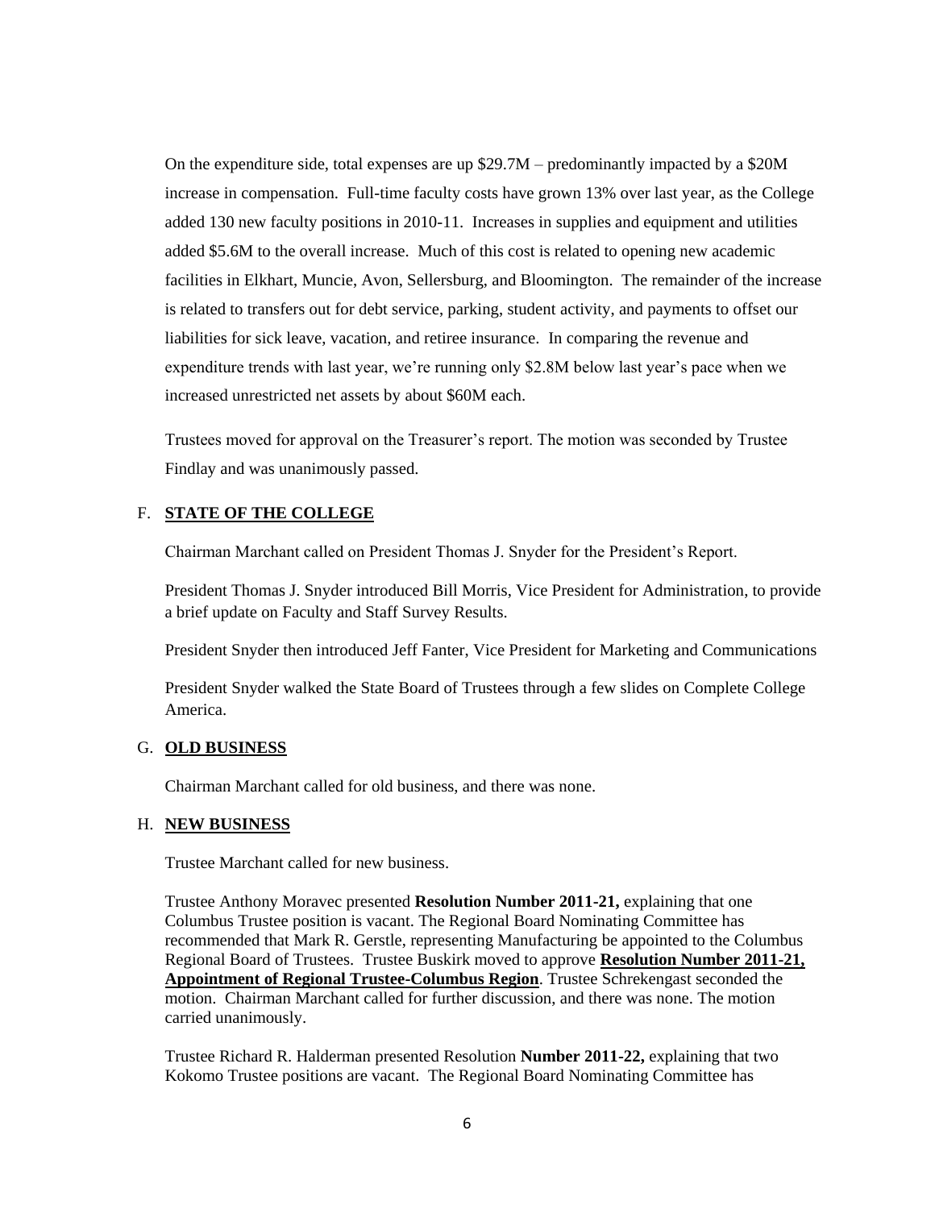On the expenditure side, total expenses are up $29.7M – predominantly impacted by a $20M increase in compensation. Full-time faculty costs have grown 13% over last year, as the College added 130 new faculty positions in 2010-11. Increases in supplies and equipment and utilities added $5.6M to the overall increase. Much of this cost is related to opening new academic facilities in Elkhart, Muncie, Avon, Sellersburg, and Bloomington. The remainder of the increase is related to transfers out for debt service, parking, student activity, and payments to offset our liabilities for sick leave, vacation, and retiree insurance. In comparing the revenue and expenditure trends with last year, we're running only $2.8M below last year's pace when we increased unrestricted net assets by about $60M each.

Trustees moved for approval on the Treasurer's report. The motion was seconded by Trustee Findlay and was unanimously passed.

F. **STATE OF THE COLLEGE**

Chairman Marchant called on President Thomas J. Snyder for the President's Report.

President Thomas J. Snyder introduced Bill Morris, Vice President for Administration, to provide a brief update on Faculty and Staff Survey Results.

President Snyder then introduced Jeff Fanter, Vice President for Marketing and Communications

President Snyder walked the State Board of Trustees through a few slides on Complete College America.

G. **OLD BUSINESS**

Chairman Marchant called for old business, and there was none.

H. **NEW BUSINESS**

Trustee Marchant called for new business.

Trustee Anthony Moravec presented **Resolution Number 2011-21,** explaining that one Columbus Trustee position is vacant. The Regional Board Nominating Committee has recommended that Mark R. Gerstle, representing Manufacturing be appointed to the Columbus Regional Board of Trustees. Trustee Buskirk moved to approve **Resolution Number 2011-21, Appointment of Regional Trustee-Columbus Region**. Trustee Schrekengast seconded the motion. Chairman Marchant called for further discussion, and there was none. The motion carried unanimously.

Trustee Richard R. Halderman presented Resolution **Number 2011-22,** explaining that two Kokomo Trustee positions are vacant. The Regional Board Nominating Committee has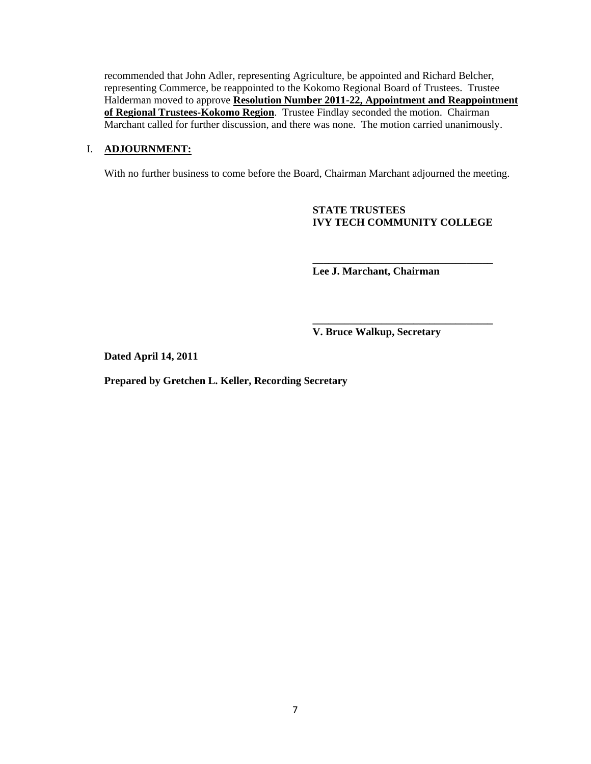recommended that John Adler, representing Agriculture, be appointed and Richard Belcher, representing Commerce, be reappointed to the Kokomo Regional Board of Trustees. Trustee Halderman moved to approve **Resolution Number 2011-22, Appointment and Reappointment of Regional Trustees-Kokomo Region**. Trustee Findlay seconded the motion. Chairman Marchant called for further discussion, and there was none. The motion carried unanimously.

## I. ADJOURNMENT:

With no further business to come before the Board, Chairman Marchant adjourned the meeting.

**STATE TRUSTEES**
**IVY TECH COMMUNITY COLLEGE**

___________________________________
**Lee J. Marchant, Chairman**

___________________________________
**V. Bruce Walkup, Secretary**

**Dated April 14, 2011**

**Prepared by Gretchen L. Keller, Recording Secretary**